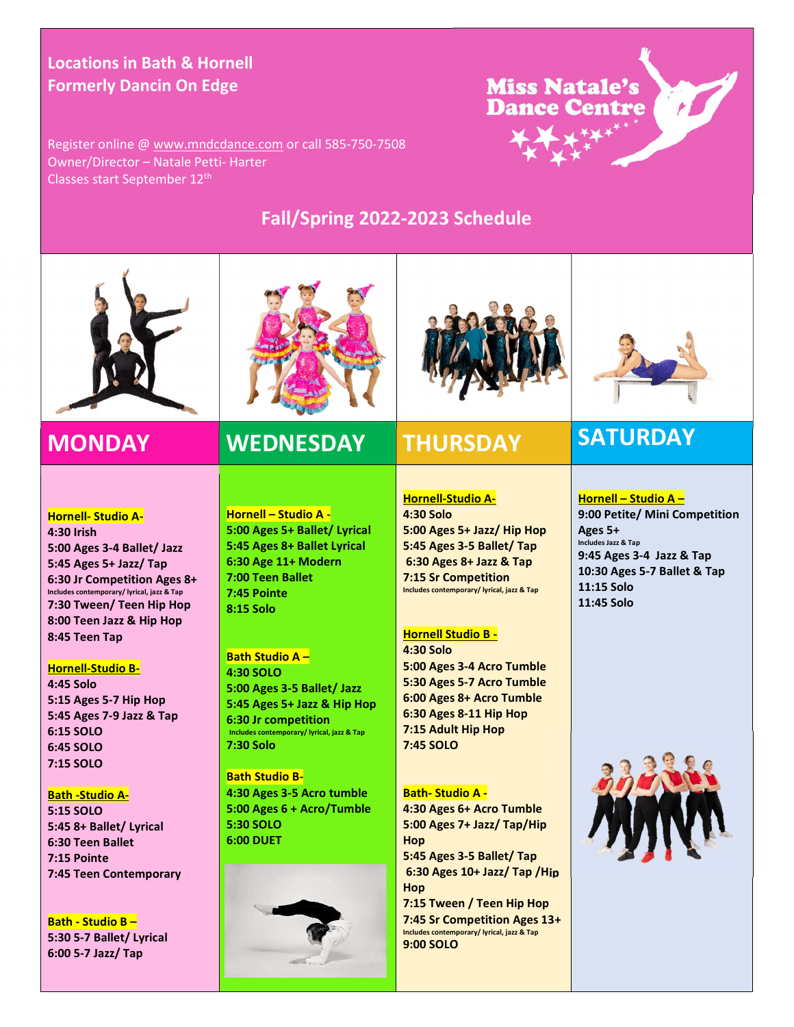**Locations in Bath & Hornell**
**Formerly Dancin On Edge**

Register online @ www.mndcdance.com or call 585-750-7508
Owner/Director – Natale Petti- Harter
Classes start September 12th

# Miss Natale's Dance Centre

## Fall/Spring 2022-2023 Schedule

## MONDAY

**Hornell- Studio A-**

- 4:30 Irish
- 5:00 Ages 3-4 Ballet/ Jazz
- 5:45 Ages 5+ Jazz/ Tap
- 6:30 Jr Competition Ages 8+
  Includes contemporary/ lyrical, jazz & Tap
- 7:30 Tween/ Teen Hip Hop
- 8:00 Teen Jazz & Hip Hop
- 8:45 Teen Tap

**Hornell-Studio B-**

- 4:45 Solo
- 5:15 Ages 5-7 Hip Hop
- 5:45 Ages 7-9 Jazz & Tap
- 6:15 SOLO
- 6:45 SOLO
- 7:15 SOLO

**Bath -Studio A-**

- 5:15 SOLO
- 5:45 8+ Ballet/ Lyrical
- 6:30 Teen Ballet
- 7:15 Pointe
- 7:45 Teen Contemporary

**Bath - Studio B –**

- 5:30 5-7 Ballet/ Lyrical
- 6:00 5-7 Jazz/ Tap

## WEDNESDAY

**Hornell – Studio A -**

- 5:00 Ages 5+ Ballet/ Lyrical
- 5:45 Ages 8+ Ballet Lyrical
- 6:30 Age 11+ Modern
- 7:00 Teen Ballet
- 7:45 Pointe
- 8:15 Solo

**Bath Studio A –**

- 4:30 SOLO
- 5:00 Ages 3-5 Ballet/ Jazz
- 5:45 Ages 5+ Jazz & Hip Hop
- 6:30 Jr competition
  Includes contemporary/ lyrical, jazz & Tap
- 7:30 Solo

**Bath Studio B-**

- 4:30 Ages 3-5 Acro tumble
- 5:00 Ages 6 + Acro/Tumble
- 5:30 SOLO
- 6:00 DUET

## THURSDAY

**Hornell-Studio A-**

- 4:30 Solo
- 5:00 Ages 5+ Jazz/ Hip Hop
- 5:45 Ages 3-5 Ballet/ Tap
- 6:30 Ages 8+ Jazz & Tap
- 7:15 Sr Competition
  Includes contemporary/ lyrical, jazz & Tap

**Hornell Studio B -**

- 4:30 Solo
- 5:00 Ages 3-4 Acro Tumble
- 5:30 Ages 5-7 Acro Tumble
- 6:00 Ages 8+ Acro Tumble
- 6:30 Ages 8-11 Hip Hop
- 7:15 Adult Hip Hop
- 7:45 SOLO

**Bath- Studio A -**

- 4:30 Ages 6+ Acro Tumble
- 5:00 Ages 7+ Jazz/ Tap/Hip Hop
- 5:45 Ages 3-5 Ballet/ Tap
- 6:30 Ages 10+ Jazz/ Tap /Hip Hop
- 7:15 Tween / Teen Hip Hop
- 7:45 Sr Competition Ages 13+
  Includes contemporary/ lyrical, jazz & Tap
- 9:00 SOLO

## SATURDAY

**Hornell – Studio A –**

- 9:00 Petite/ Mini Competition Ages 5+
  Includes Jazz & Tap
- 9:45 Ages 3-4 Jazz & Tap
- 10:30 Ages 5-7 Ballet & Tap
- 11:15 Solo
- 11:45 Solo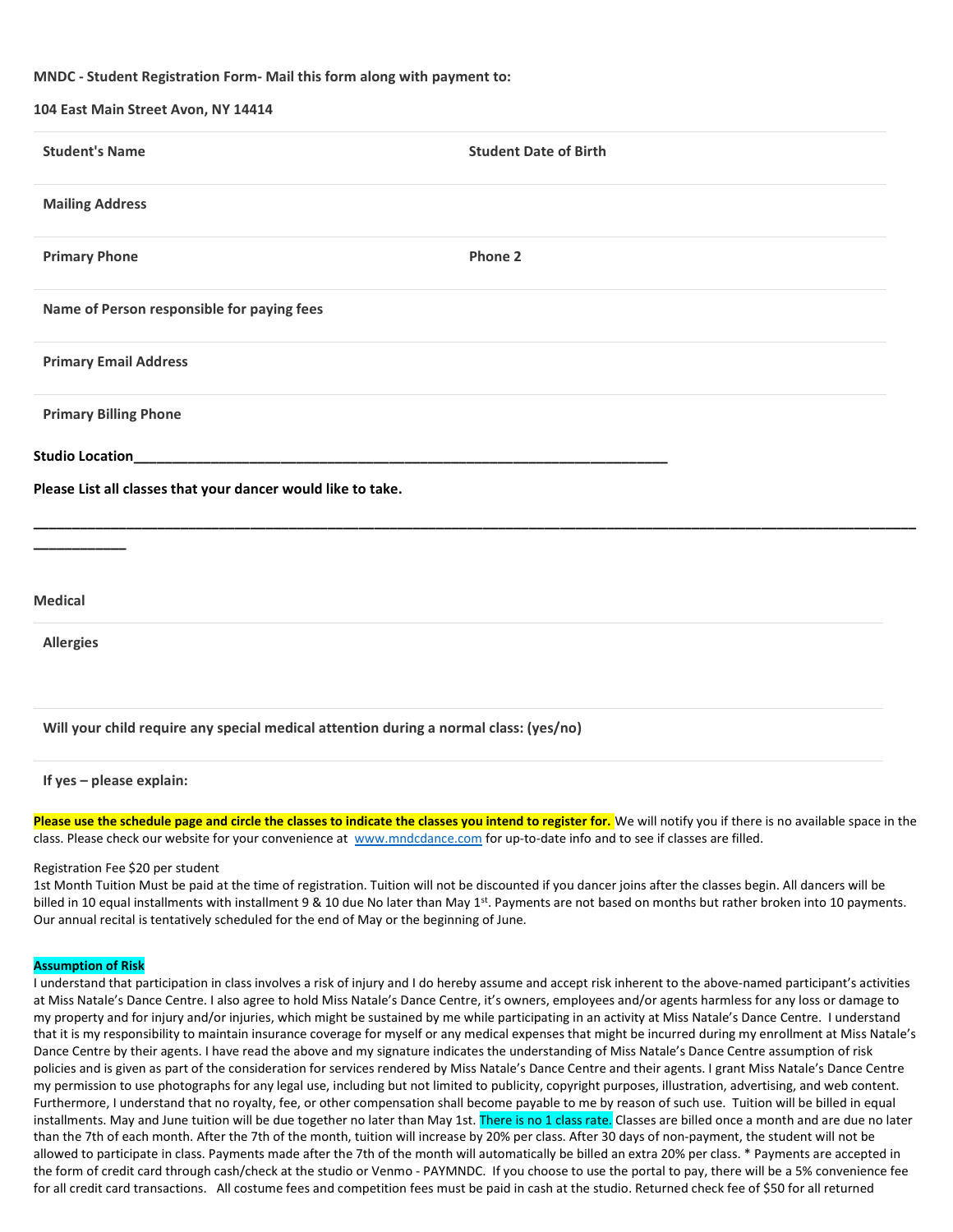**MNDC - Student Registration Form- Mail this form along with payment to:**

**104 East Main Street Avon, NY 14414**

| **Student's Name** | **Student Date of Birth** |
|---|---|
| **Mailing Address** | |
| **Primary Phone** | **Phone 2** |
| **Name of Person responsible for paying fees** | |
| **Primary Email Address** | |
| **Primary Billing Phone** | |

**Studio Location**_______________________________________________________________________

**Please List all classes that your dancer would like to take.**

______________________________________________________________________________________________________________________________

**Medical**

| |
|---|
| **Allergies** |
| **Will your child require any special medical attention during a normal class: (yes/no)** |
| **If yes – please explain:** |

**Please use the schedule page and circle the classes to indicate the classes you intend to register for.** We will notify you if there is no available space in the class. Please check our website for your convenience at www.mndcdance.com for up-to-date info and to see if classes are filled.

Registration Fee $20 per student
1st Month Tuition Must be paid at the time of registration. Tuition will not be discounted if you dancer joins after the classes begin. All dancers will be billed in 10 equal installments with installment 9 & 10 due No later than May 1st. Payments are not based on months but rather broken into 10 payments. Our annual recital is tentatively scheduled for the end of May or the beginning of June.

**Assumption of Risk**

I understand that participation in class involves a risk of injury and I do hereby assume and accept risk inherent to the above-named participant's activities at Miss Natale's Dance Centre. I also agree to hold Miss Natale's Dance Centre, it's owners, employees and/or agents harmless for any loss or damage to my property and for injury and/or injuries, which might be sustained by me while participating in an activity at Miss Natale's Dance Centre. I understand that it is my responsibility to maintain insurance coverage for myself or any medical expenses that might be incurred during my enrollment at Miss Natale's Dance Centre by their agents. I have read the above and my signature indicates the understanding of Miss Natale's Dance Centre assumption of risk policies and is given as part of the consideration for services rendered by Miss Natale's Dance Centre and their agents. I grant Miss Natale's Dance Centre my permission to use photographs for any legal use, including but not limited to publicity, copyright purposes, illustration, advertising, and web content. Furthermore, I understand that no royalty, fee, or other compensation shall become payable to me by reason of such use. Tuition will be billed in equal installments. May and June tuition will be due together no later than May 1st. There is no 1 class rate. Classes are billed once a month and are due no later than the 7th of each month. After the 7th of the month, tuition will increase by 20% per class. After 30 days of non-payment, the student will not be allowed to participate in class. Payments made after the 7th of the month will automatically be billed an extra 20% per class. * Payments are accepted in the form of credit card through cash/check at the studio or Venmo - PAYMNDC. If you choose to use the portal to pay, there will be a 5% convenience fee for all credit card transactions. All costume fees and competition fees must be paid in cash at the studio. Returned check fee of $50 for all returned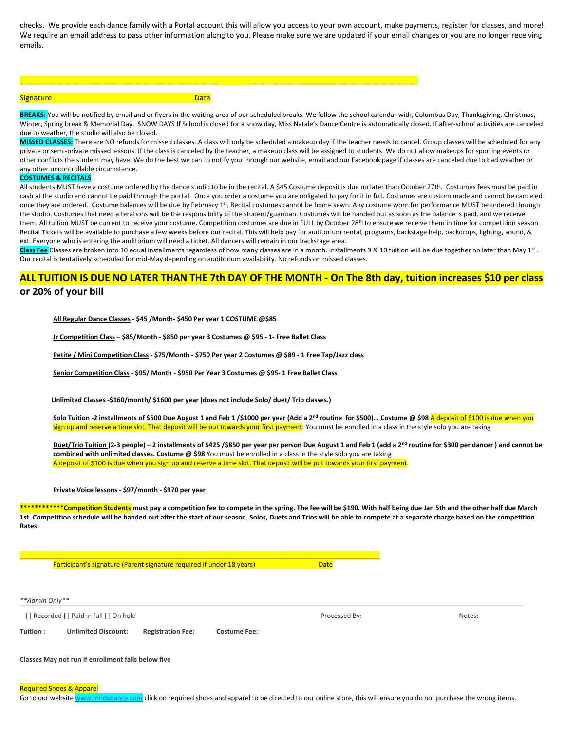checks. We provide each dance family with a Portal account this will allow you access to your own account, make payments, register for classes, and more! We require an email address to pass other information along to you. Please make sure we are updated if your email changes or you are no longer receiving emails.

_______________________________________________ _______________________________________

Signature Date

**BREAKS:** You will be notified by email and or flyers in the waiting area of our scheduled breaks. We follow the school calendar with, Columbus Day, Thanksgiving, Christmas, Winter, Spring break & Memorial Day. SNOW DAYS If School is closed for a snow day, Miss Natale's Dance Centre is automatically closed. If after-school activities are canceled due to weather, the studio will also be closed.

**MISSED CLASSES:** There are NO refunds for missed classes. A class will only be scheduled a makeup day if the teacher needs to cancel. Group classes will be scheduled for any private or semi-private missed lessons. If the class is canceled by the teacher, a makeup class will be assigned to students. We do not allow makeups for sporting events or other conflicts the student may have. We do the best we can to notify you through our website, email and our Facebook page if classes are canceled due to bad weather or any other uncontrollable circumstance.

**COSTUMES & RECITALS**

All students MUST have a costume ordered by the dance studio to be in the recital. A $45 Costume deposit is due no later than October 27th. Costumes fees must be paid in cash at the studio and cannot be paid through the portal. Once you order a costume you are obligated to pay for it in full. Costumes are custom made and cannot be canceled once they are ordered. Costume balances will be due by February 1st. Recital costumes cannot be home sewn. Any costume worn for performance MUST be ordered through the studio. Costumes that need alterations will be the responsibility of the student/guardian. Costumes will be handed out as soon as the balance is paid, and we receive them. All tuition MUST be current to receive your costume. Competition costumes are due in FULL by October 28th to ensure we receive them in time for competition season Recital Tickets will be available to purchase a few weeks before our recital. This will help pay for auditorium rental, programs, backstage help, backdrops, lighting, sound, & ext. Everyone who is entering the auditorium will need a ticket. All dancers will remain in our backstage area.

**Class Fee** Classes are broken into 10 equal installments regardless of how many classes are in a month. Installments 9 & 10 tuition will be due together no later than May 1st. Our recital is tentatively scheduled for mid-May depending on auditorium availability. No refunds on missed classes.

## ALL TUITION IS DUE NO LATER THAN THE 7th DAY OF THE MONTH - On The 8th day, tuition increases $10 per class or 20% of your bill

**All Regular Dance Classes - $45 /Month- $450 Per year 1 COSTUME @$85**

**Jr Competition Class – $85/Month - $850 per year 3 Costumes @ $95 - 1- Free Ballet Class**

**Petite / Mini Competition Class - $75/Month - $750 Per year 2 Costumes @ $89 - 1 Free Tap/Jazz class**

**Senior Competition Class - $95/ Month - $950 Per Year 3 Costumes @ $95- 1 Free Ballet Class**

**Unlimited Classes -$160/month/ $1600 per year (does not include Solo/ duet/ Trio classes.)**

**Solo Tuition -2 installments of $500 Due August 1 and Feb 1 /$1000 per year (Add a 2nd routine for $500). . Costume @ $98** A deposit of $100 is due when you sign up and reserve a time slot. That deposit will be put towards your first payment. You must be enrolled in a class in the style solo you are taking

**Duet/Trio Tuition (2-3 people) – 2 installments of $425 /$850 per year per person Due August 1 and Feb 1 (add a 2nd routine for $300 per dancer ) and cannot be combined with unlimited classes. Costume @ $98** You must be enrolled in a class in the style solo you are taking
A deposit of $100 is due when you sign up and reserve a time slot. That deposit will be put towards your first payment.

**Private Voice lessons - $97/month - $970 per year**

**************Competition Students must pay a competition fee to compete in the spring. The fee will be $190. With half being due Jan 5th and the other half due March 1st. Competition schedule will be handed out after the start of our season. Solos, Duets and Trios will be able to compete at a separate charge based on the competition Rates.**

_____________________________________________________________________________________

Participant's signature (Parent signature required if under 18 years) Date

***Admin Only***

[ ] Recorded [ ] Paid in full [ ] On hold Processed By: Notes:

**Tuition :** **Unlimited Discount:** **Registration Fee:** **Costume Fee:**

**Classes May not run if enrollment falls below five**

Required Shoes & Apparel

Go to our website www.mndcdance.com click on required shoes and apparel to be directed to our online store, this will ensure you do not purchase the wrong items.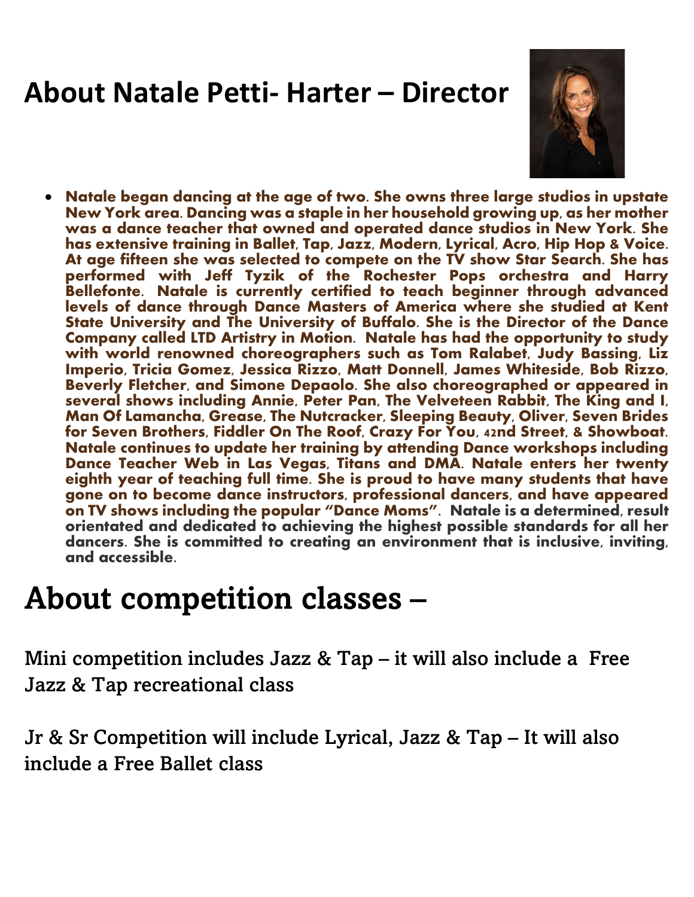## About Natale Petti- Harter – Director

- **Natale began dancing at the age of two. She owns three large studios in upstate New York area. Dancing was a staple in her household growing up, as her mother was a dance teacher that owned and operated dance studios in New York. She has extensive training in Ballet, Tap, Jazz, Modern, Lyrical, Acro, Hip Hop & Voice. At age fifteen she was selected to compete on the TV show Star Search. She has performed with Jeff Tyzik of the Rochester Pops orchestra and Harry Bellefonte. Natale is currently certified to teach beginner through advanced levels of dance through Dance Masters of America where she studied at Kent State University and The University of Buffalo. She is the Director of the Dance Company called LTD Artistry in Motion. Natale has had the opportunity to study with world renowned choreographers such as Tom Ralabet, Judy Bassing, Liz Imperio, Tricia Gomez, Jessica Rizzo, Matt Donnell, James Whiteside, Bob Rizzo, Beverly Fletcher, and Simone Depaolo. She also choreographed or appeared in several shows including Annie, Peter Pan, The Velveteen Rabbit, The King and I, Man Of Lamancha, Grease, The Nutcracker, Sleeping Beauty, Oliver, Seven Brides for Seven Brothers, Fiddler On The Roof, Crazy For You, 42nd Street, & Showboat. Natale continues to update her training by attending Dance workshops including Dance Teacher Web in Las Vegas, Titans and DMA. Natale enters her twenty eighth year of teaching full time. She is proud to have many students that have gone on to become dance instructors, professional dancers, and have appeared on TV shows including the popular "Dance Moms". Natale is a determined, result orientated and dedicated to achieving the highest possible standards for all her dancers. She is committed to creating an environment that is inclusive, inviting, and accessible.**

# About competition classes –

Mini competition includes Jazz & Tap – it will also include a Free Jazz & Tap recreational class

Jr & Sr Competition will include Lyrical, Jazz & Tap – It will also include a Free Ballet class